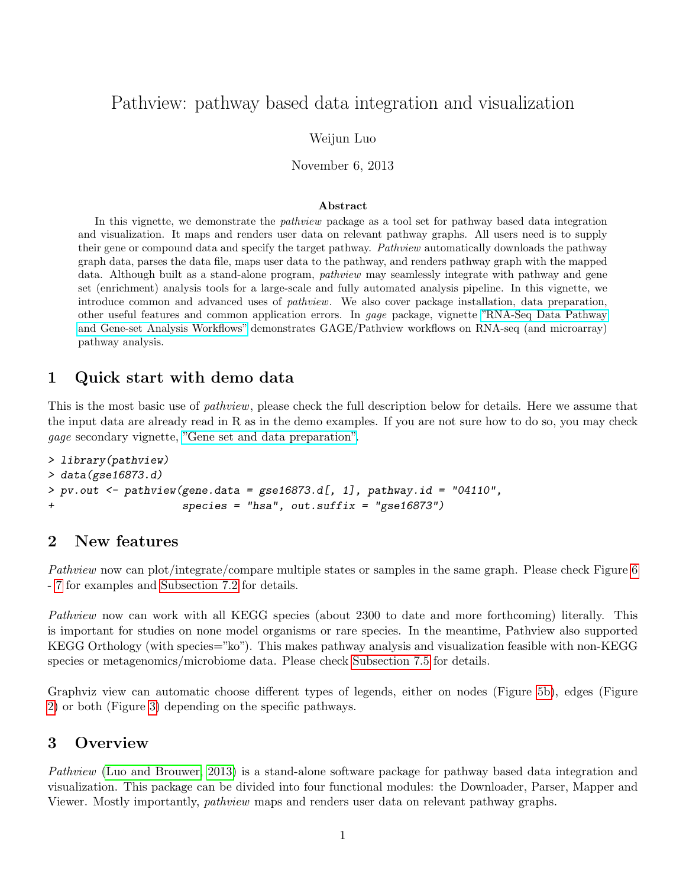# Pathview: pathway based data integration and visualization

Weijun Luo

November 6, 2013

**Abstract**

In this vignette, we demonstrate the *pathview* package as a tool set for pathway based data integration and visualization. It maps and renders user data on relevant pathway graphs. All users need is to supply their gene or compound data and specify the target pathway. *Pathview* automatically downloads the pathway graph data, parses the data file, maps user data to the pathway, and renders pathway graph with the mapped data. Although built as a stand-alone program, *pathview* may seamlessly integrate with pathway and gene set (enrichment) analysis tools for a large-scale and fully automated analysis pipeline. In this vignette, we introduce common and advanced uses of *pathview*. We also cover package installation, data preparation, other useful features and common application errors. In *gage* package, vignette "RNA-Seq Data Pathway and Gene-set Analysis Workflows" demonstrates GAGE/Pathview workflows on RNA-seq (and microarray) pathway analysis.

## 1 Quick start with demo data

This is the most basic use of *pathview*, please check the full description below for details. Here we assume that the input data are already read in R as in the demo examples. If you are not sure how to do so, you may check *gage* secondary vignette, "Gene set and data preparation".

```
> library(pathview)
> data(gse16873.d)
> pv.out <- pathview(gene.data = gse16873.d[, 1], pathway.id = "04110",
+                    species = "hsa", out.suffix = "gse16873")
```

## 2 New features

*Pathview* now can plot/integrate/compare multiple states or samples in the same graph. Please check Figure 6 - 7 for examples and Subsection 7.2 for details.

*Pathview* now can work with all KEGG species (about 2300 to date and more forthcoming) literally. This is important for studies on none model organisms or rare species. In the meantime, Pathview also supported KEGG Orthology (with species="ko"). This makes pathway analysis and visualization feasible with non-KEGG species or metagenomics/microbiome data. Please check Subsection 7.5 for details.

Graphviz view can automatic choose different types of legends, either on nodes (Figure 5b), edges (Figure 2) or both (Figure 3) depending on the specific pathways.

## 3 Overview

*Pathview* (Luo and Brouwer, 2013) is a stand-alone software package for pathway based data integration and visualization. This package can be divided into four functional modules: the Downloader, Parser, Mapper and Viewer. Mostly importantly, *pathview* maps and renders user data on relevant pathway graphs.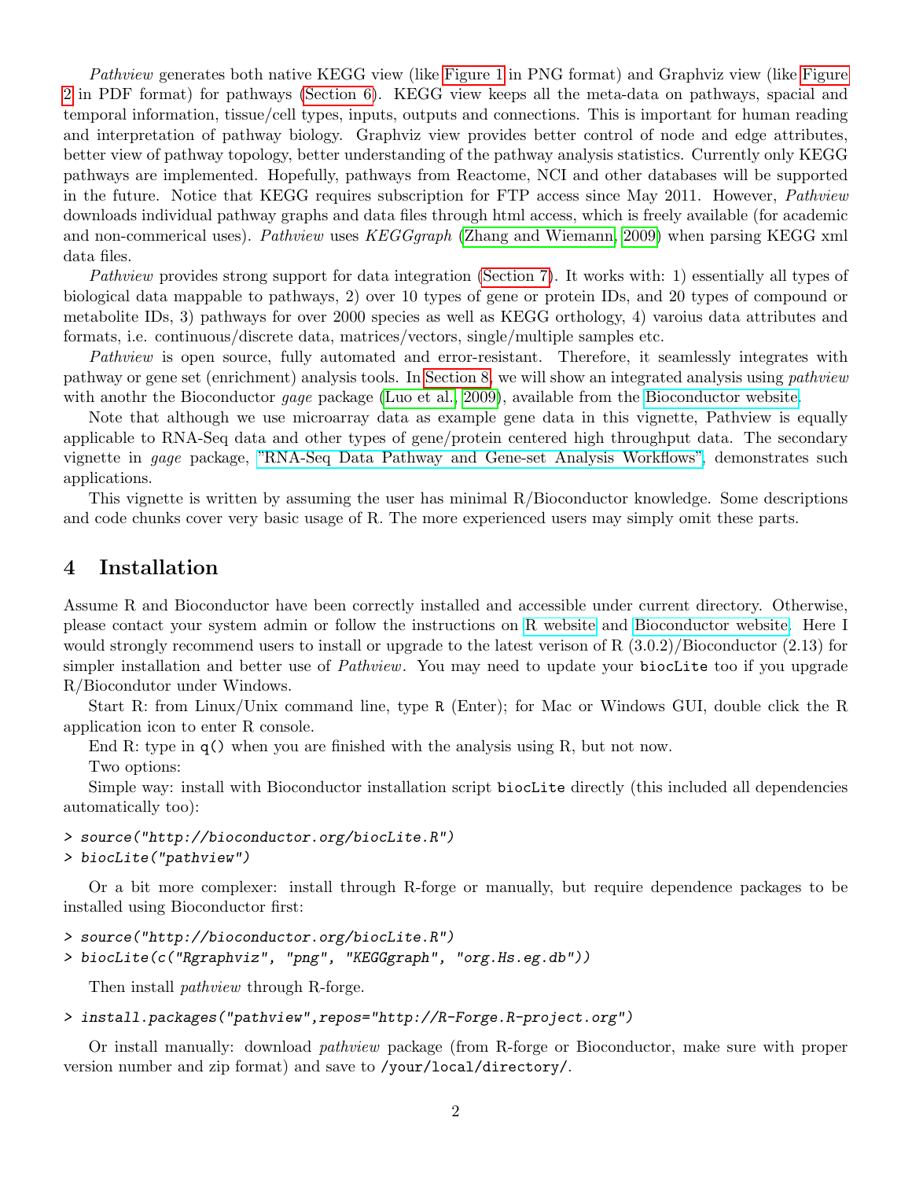*Pathview* generates both native KEGG view (like Figure 1 in PNG format) and Graphviz view (like Figure 2 in PDF format) for pathways (Section 6). KEGG view keeps all the meta-data on pathways, spacial and temporal information, tissue/cell types, inputs, outputs and connections. This is important for human reading and interpretation of pathway biology. Graphviz view provides better control of node and edge attributes, better view of pathway topology, better understanding of the pathway analysis statistics. Currently only KEGG pathways are implemented. Hopefully, pathways from Reactome, NCI and other databases will be supported in the future. Notice that KEGG requires subscription for FTP access since May 2011. However, *Pathview* downloads individual pathway graphs and data files through html access, which is freely available (for academic and non-commerical uses). *Pathview* uses *KEGGgraph* (Zhang and Wiemann, 2009) when parsing KEGG xml data files.

*Pathview* provides strong support for data integration (Section 7). It works with: 1) essentially all types of biological data mappable to pathways, 2) over 10 types of gene or protein IDs, and 20 types of compound or metabolite IDs, 3) pathways for over 2000 species as well as KEGG orthology, 4) varoius data attributes and formats, i.e. continuous/discrete data, matrices/vectors, single/multiple samples etc.

*Pathview* is open source, fully automated and error-resistant. Therefore, it seamlessly integrates with pathway or gene set (enrichment) analysis tools. In Section 8, we will show an integrated analysis using *pathview* with anothr the Bioconductor *gage* package (Luo et al., 2009), available from the Bioconductor website.

Note that although we use microarray data as example gene data in this vignette, Pathview is equally applicable to RNA-Seq data and other types of gene/protein centered high throughput data. The secondary vignette in *gage* package, "RNA-Seq Data Pathway and Gene-set Analysis Workflows", demonstrates such applications.

This vignette is written by assuming the user has minimal R/Bioconductor knowledge. Some descriptions and code chunks cover very basic usage of R. The more experienced users may simply omit these parts.

## 4 Installation

Assume R and Bioconductor have been correctly installed and accessible under current directory. Otherwise, please contact your system admin or follow the instructions on R website and Bioconductor website. Here I would strongly recommend users to install or upgrade to the latest verison of R (3.0.2)/Bioconductor (2.13) for simpler installation and better use of *Pathview*. You may need to update your `biocLite` too if you upgrade R/Biocondutor under Windows.

Start R: from Linux/Unix command line, type `R` (Enter); for Mac or Windows GUI, double click the R application icon to enter R console.

End R: type in `q()` when you are finished with the analysis using R, but not now.

Two options:

Simple way: install with Bioconductor installation script `biocLite` directly (this included all dependencies automatically too):

```
> source("http://bioconductor.org/biocLite.R")
> biocLite("pathview")
```

Or a bit more complexer: install through R-forge or manually, but require dependence packages to be installed using Bioconductor first:

```
> source("http://bioconductor.org/biocLite.R")
> biocLite(c("Rgraphviz", "png", "KEGGgraph", "org.Hs.eg.db"))
```

Then install *pathview* through R-forge.

```
> install.packages("pathview",repos="http://R-Forge.R-project.org")
```

Or install manually: download *pathview* package (from R-forge or Bioconductor, make sure with proper version number and zip format) and save to `/your/local/directory/`.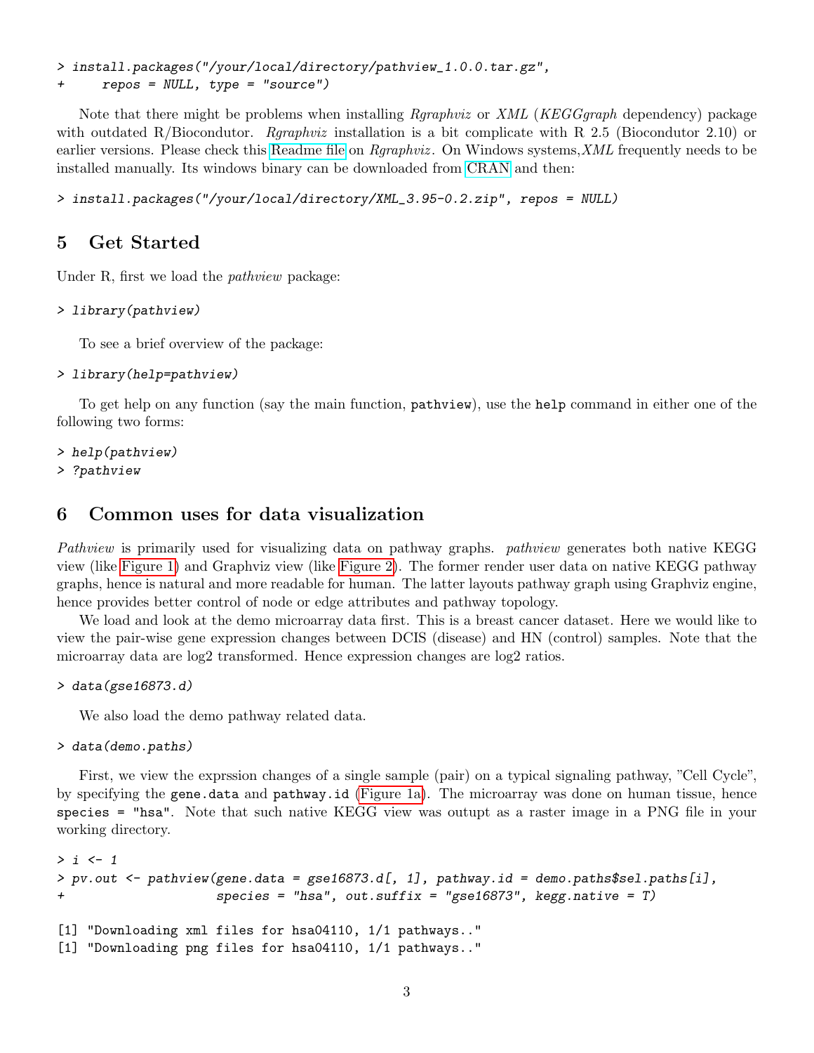```
> install.packages("/your/local/directory/pathview_1.0.0.tar.gz",
+     repos = NULL, type = "source")
```

Note that there might be problems when installing *Rgraphviz* or *XML* (*KEGGgraph* dependency) package with outdated R/Biocondutor. *Rgraphviz* installation is a bit complicate with R 2.5 (Biocondutor 2.10) or earlier versions. Please check this Readme file on *Rgraphviz*. On Windows systems,*XML* frequently needs to be installed manually. Its windows binary can be downloaded from CRAN and then:

```
> install.packages("/your/local/directory/XML_3.95-0.2.zip", repos = NULL)
```

## 5 Get Started

Under R, first we load the *pathview* package:

```
> library(pathview)
```

To see a brief overview of the package:

```
> library(help=pathview)
```

To get help on any function (say the main function, `pathview`), use the `help` command in either one of the following two forms:

```
> help(pathview)
> ?pathview
```

## 6 Common uses for data visualization

*Pathview* is primarily used for visualizing data on pathway graphs. *pathview* generates both native KEGG view (like Figure 1) and Graphviz view (like Figure 2). The former render user data on native KEGG pathway graphs, hence is natural and more readable for human. The latter layouts pathway graph using Graphviz engine, hence provides better control of node or edge attributes and pathway topology.

We load and look at the demo microarray data first. This is a breast cancer dataset. Here we would like to view the pair-wise gene expression changes between DCIS (disease) and HN (control) samples. Note that the microarray data are log2 transformed. Hence expression changes are log2 ratios.

```
> data(gse16873.d)
```

We also load the demo pathway related data.

```
> data(demo.paths)
```

First, we view the exprssion changes of a single sample (pair) on a typical signaling pathway, "Cell Cycle", by specifying the `gene.data` and `pathway.id` (Figure 1a). The microarray was done on human tissue, hence `species = "hsa"`. Note that such native KEGG view was outupt as a raster image in a PNG file in your working directory.

```
> i <- 1
> pv.out <- pathview(gene.data = gse16873.d[, 1], pathway.id = demo.paths$sel.paths[i],
+                    species = "hsa", out.suffix = "gse16873", kegg.native = T)

[1] "Downloading xml files for hsa04110, 1/1 pathways.."
[1] "Downloading png files for hsa04110, 1/1 pathways.."
```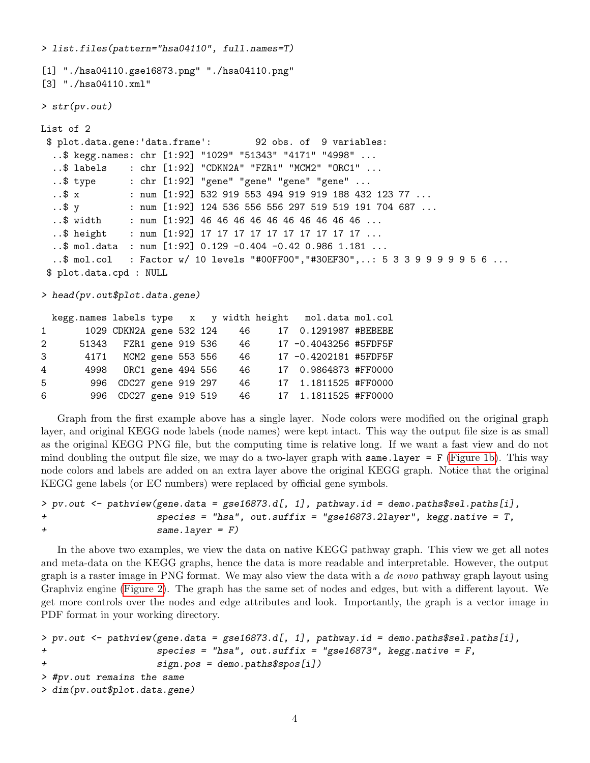```
> list.files(pattern="hsa04110", full.names=T)

[1] "./hsa04110.gse16873.png" "./hsa04110.png"
[3] "./hsa04110.xml"

> str(pv.out)

List of 2
 $ plot.data.gene:'data.frame':        92 obs. of  9 variables:
  ..$ kegg.names: chr [1:92] "1029" "51343" "4171" "4998" ...
  ..$ labels    : chr [1:92] "CDKN2A" "FZR1" "MCM2" "ORC1" ...
  ..$ type      : chr [1:92] "gene" "gene" "gene" "gene" ...
  ..$ x         : num [1:92] 532 919 553 494 919 919 188 432 123 77 ...
  ..$ y         : num [1:92] 124 536 556 556 297 519 519 191 704 687 ...
  ..$ width     : num [1:92] 46 46 46 46 46 46 46 46 46 46 ...
  ..$ height    : num [1:92] 17 17 17 17 17 17 17 17 17 17 ...
  ..$ mol.data  : num [1:92] 0.129 -0.404 -0.42 0.986 1.181 ...
  ..$ mol.col   : Factor w/ 10 levels "#00FF00","#30EF30",..: 5 3 3 9 9 9 9 9 5 6 ...
 $ plot.data.cpd : NULL

> head(pv.out$plot.data.gene)

  kegg.names labels type   x   y width height   mol.data mol.col
1       1029 CDKN2A gene 532 124    46     17  0.1291987 #BEBEBE
2      51343   FZR1 gene 919 536    46     17 -0.4043256 #5FDF5F
3       4171   MCM2 gene 553 556    46     17 -0.4202181 #5FDF5F
4       4998   ORC1 gene 494 556    46     17  0.9864873 #FF0000
5        996  CDC27 gene 919 297    46     17  1.1811525 #FF0000
6        996  CDC27 gene 919 519    46     17  1.1811525 #FF0000
```

Graph from the first example above has a single layer. Node colors were modified on the original graph layer, and original KEGG node labels (node names) were kept intact. This way the output file size is as small as the original KEGG PNG file, but the computing time is relative long. If we want a fast view and do not mind doubling the output file size, we may do a two-layer graph with `same.layer = F` (Figure 1b). This way node colors and labels are added on an extra layer above the original KEGG graph. Notice that the original KEGG gene labels (or EC numbers) were replaced by official gene symbols.

```
> pv.out <- pathview(gene.data = gse16873.d[, 1], pathway.id = demo.paths$sel.paths[i],
+                    species = "hsa", out.suffix = "gse16873.2layer", kegg.native = T,
+                    same.layer = F)
```

In the above two examples, we view the data on native KEGG pathway graph. This view we get all notes and meta-data on the KEGG graphs, hence the data is more readable and interpretable. However, the output graph is a raster image in PNG format. We may also view the data with a *de novo* pathway graph layout using Graphviz engine (Figure 2). The graph has the same set of nodes and edges, but with a different layout. We get more controls over the nodes and edge attributes and look. Importantly, the graph is a vector image in PDF format in your working directory.

```
> pv.out <- pathview(gene.data = gse16873.d[, 1], pathway.id = demo.paths$sel.paths[i],
+                    species = "hsa", out.suffix = "gse16873", kegg.native = F,
+                    sign.pos = demo.paths$spos[i])
> #pv.out remains the same
> dim(pv.out$plot.data.gene)
```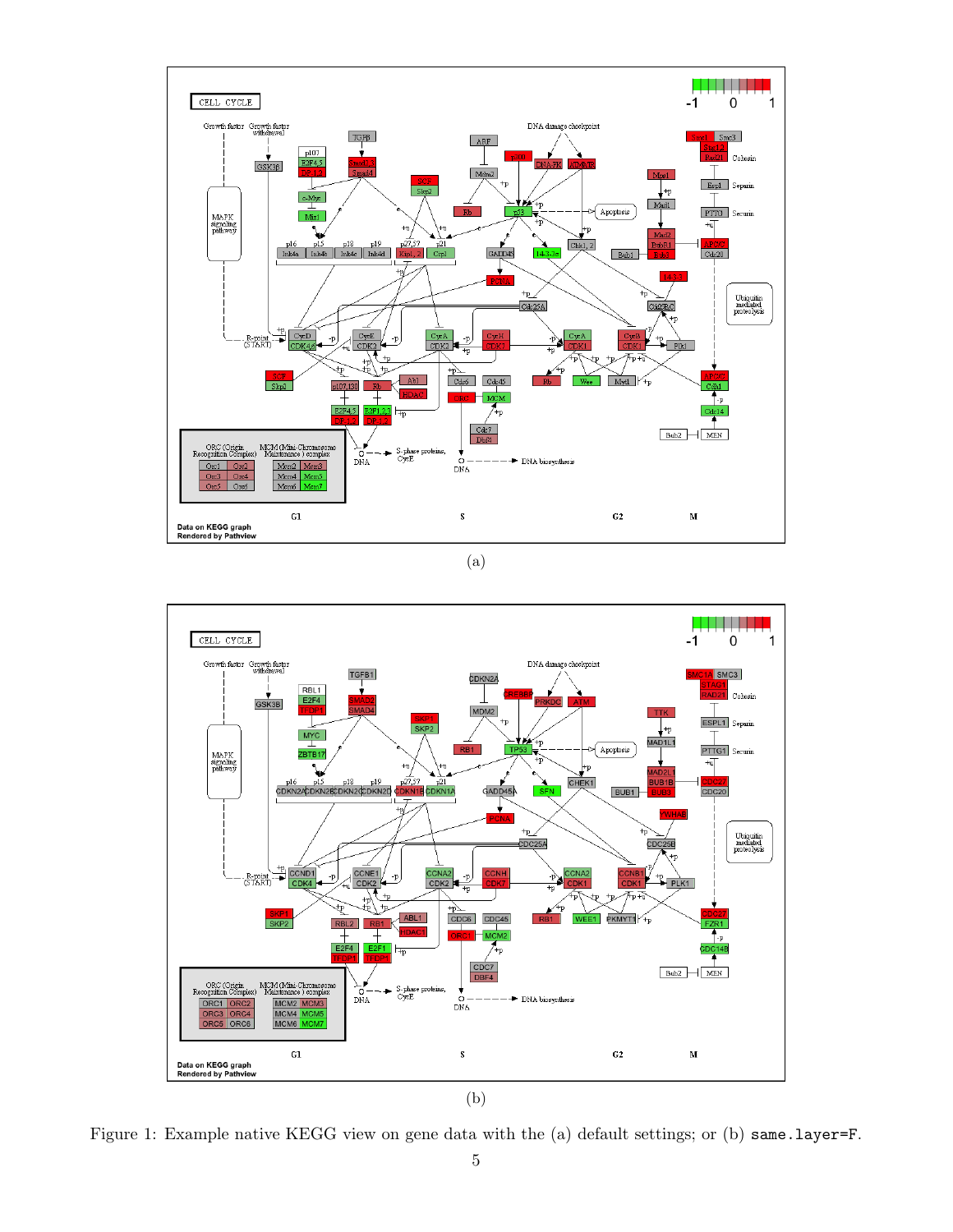(a)

(b)

Figure 1: Example native KEGG view on gene data with the (a) default settings; or (b) `same.layer=F`.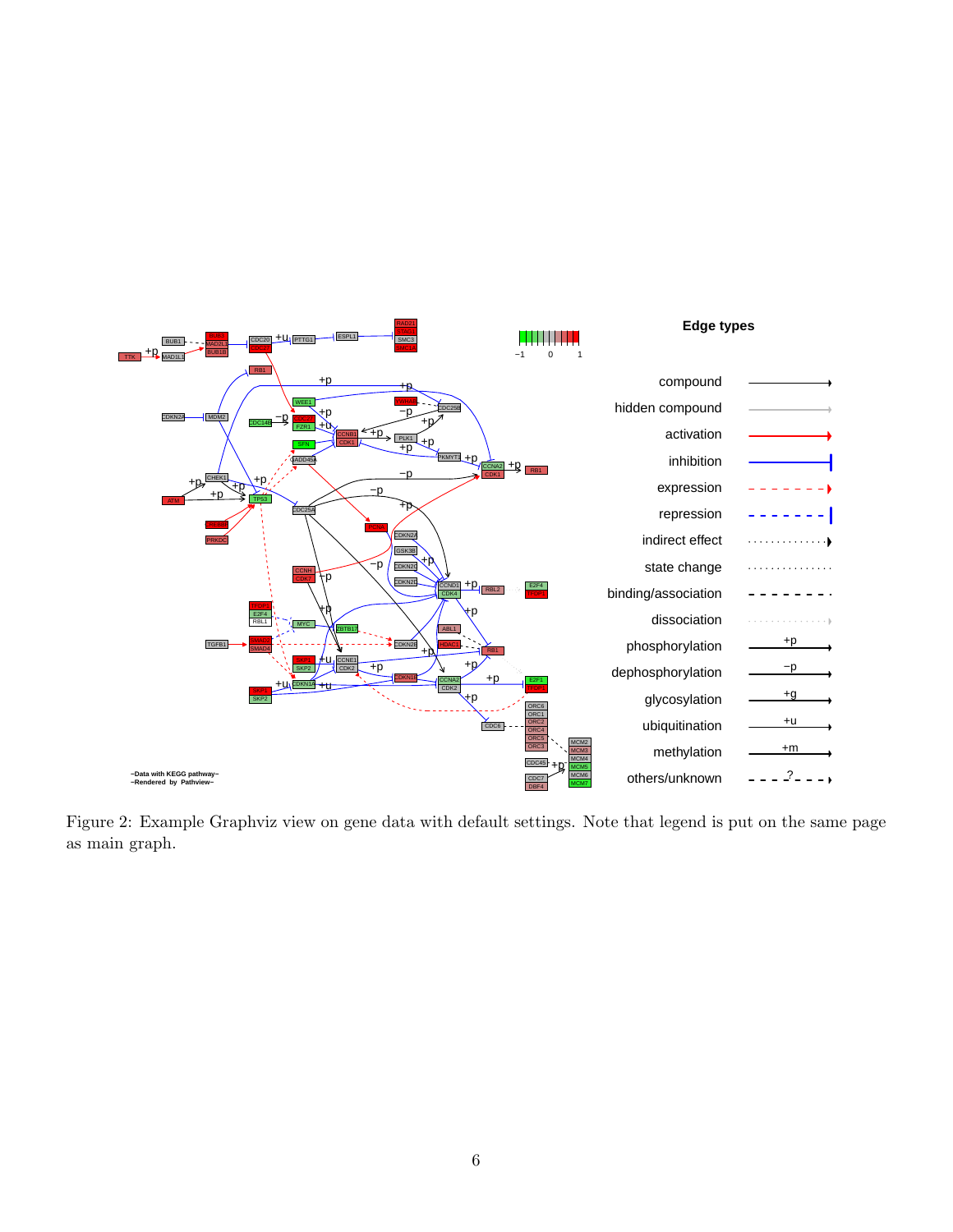Figure 2: Example Graphviz view on gene data with default settings. Note that legend is put on the same page as main graph.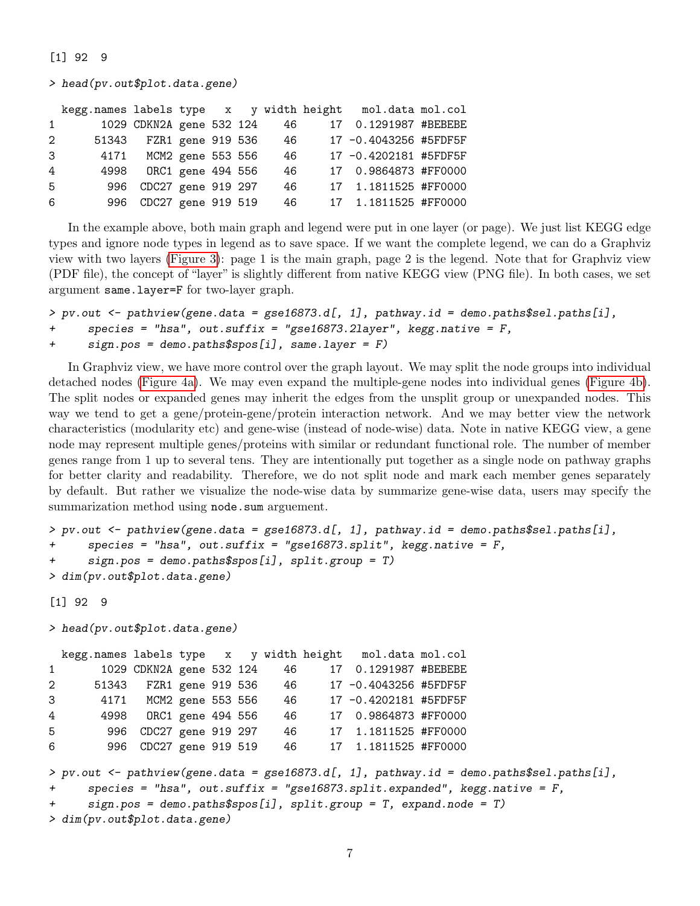```
[1] 92  9
```

```
> head(pv.out$plot.data.gene)

  kegg.names labels type   x   y width height   mol.data mol.col
1       1029 CDKN2A gene 532 124    46     17  0.1291987 #BEBEBE
2      51343   FZR1 gene 919 536    46     17 -0.4043256 #5FDF5F
3       4171   MCM2 gene 553 556    46     17 -0.4202181 #5FDF5F
4       4998   ORC1 gene 494 556    46     17  0.9864873 #FF0000
5        996  CDC27 gene 919 297    46     17  1.1811525 #FF0000
6        996  CDC27 gene 919 519    46     17  1.1811525 #FF0000
```

In the example above, both main graph and legend were put in one layer (or page). We just list KEGG edge types and ignore node types in legend as to save space. If we want the complete legend, we can do a Graphviz view with two layers (Figure 3): page 1 is the main graph, page 2 is the legend. Note that for Graphviz view (PDF file), the concept of "layer" is slightly different from native KEGG view (PNG file). In both cases, we set argument `same.layer=F` for two-layer graph.

```
> pv.out <- pathview(gene.data = gse16873.d[, 1], pathway.id = demo.paths$sel.paths[i],
+     species = "hsa", out.suffix = "gse16873.2layer", kegg.native = F,
+     sign.pos = demo.paths$spos[i], same.layer = F)
```

In Graphviz view, we have more control over the graph layout. We may split the node groups into individual detached nodes (Figure 4a). We may even expand the multiple-gene nodes into individual genes (Figure 4b). The split nodes or expanded genes may inherit the edges from the unsplit group or unexpanded nodes. This way we tend to get a gene/protein-gene/protein interaction network. And we may better view the network characteristics (modularity etc) and gene-wise (instead of node-wise) data. Note in native KEGG view, a gene node may represent multiple genes/proteins with similar or redundant functional role. The number of member genes range from 1 up to several tens. They are intentionally put together as a single node on pathway graphs for better clarity and readability. Therefore, we do not split node and mark each member genes separately by default. But rather we visualize the node-wise data by summarize gene-wise data, users may specify the summarization method using `node.sum` arguement.

```
> pv.out <- pathview(gene.data = gse16873.d[, 1], pathway.id = demo.paths$sel.paths[i],
+     species = "hsa", out.suffix = "gse16873.split", kegg.native = F,
+     sign.pos = demo.paths$spos[i], split.group = T)
> dim(pv.out$plot.data.gene)

[1] 92  9

> head(pv.out$plot.data.gene)

  kegg.names labels type   x   y width height   mol.data mol.col
1       1029 CDKN2A gene 532 124    46     17  0.1291987 #BEBEBE
2      51343   FZR1 gene 919 536    46     17 -0.4043256 #5FDF5F
3       4171   MCM2 gene 553 556    46     17 -0.4202181 #5FDF5F
4       4998   ORC1 gene 494 556    46     17  0.9864873 #FF0000
5        996  CDC27 gene 919 297    46     17  1.1811525 #FF0000
6        996  CDC27 gene 919 519    46     17  1.1811525 #FF0000

> pv.out <- pathview(gene.data = gse16873.d[, 1], pathway.id = demo.paths$sel.paths[i],
+     species = "hsa", out.suffix = "gse16873.split.expanded", kegg.native = F,
+     sign.pos = demo.paths$spos[i], split.group = T, expand.node = T)
> dim(pv.out$plot.data.gene)
```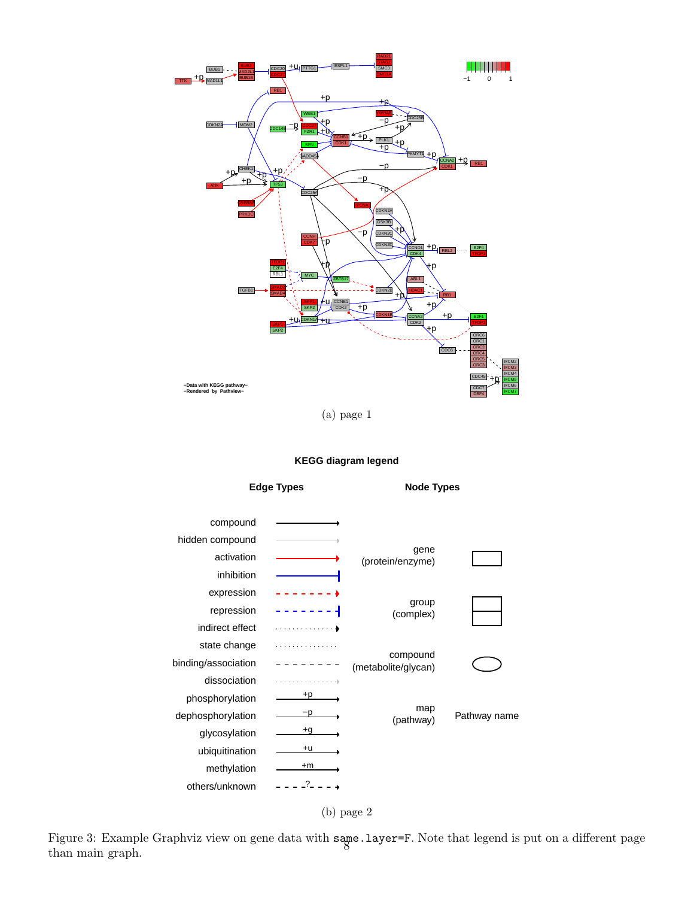(a) page 1

(b) page 2

Figure 3: Example Graphviz view on gene data with `same.layer=F`. Note that legend is put on a different page than main graph.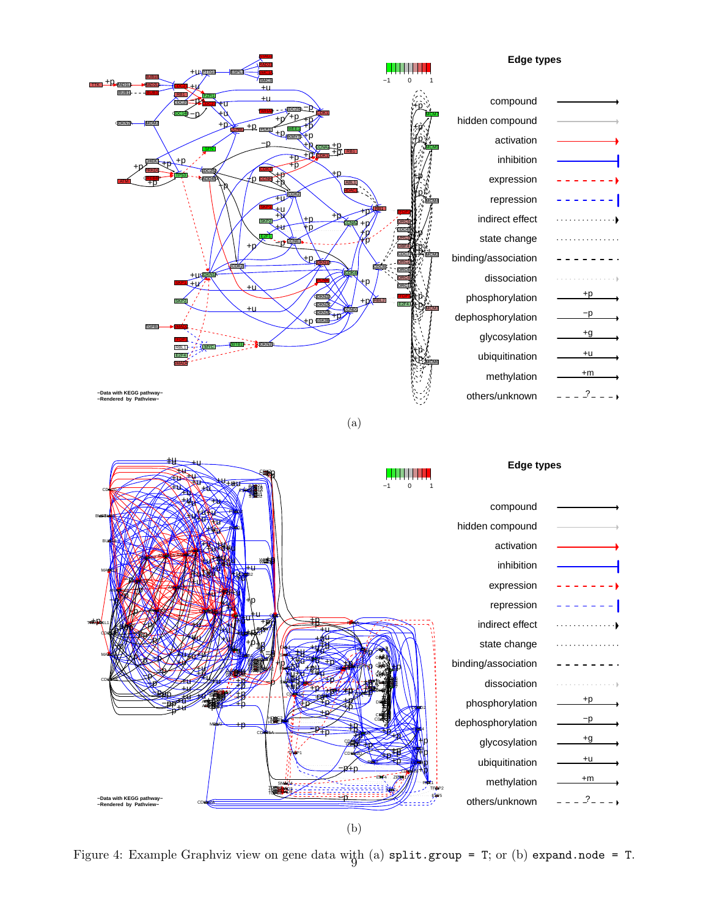(a)

(b)

Figure 4: Example Graphviz view on gene data with (a) `split.group = T`; or (b) `expand.node = T`.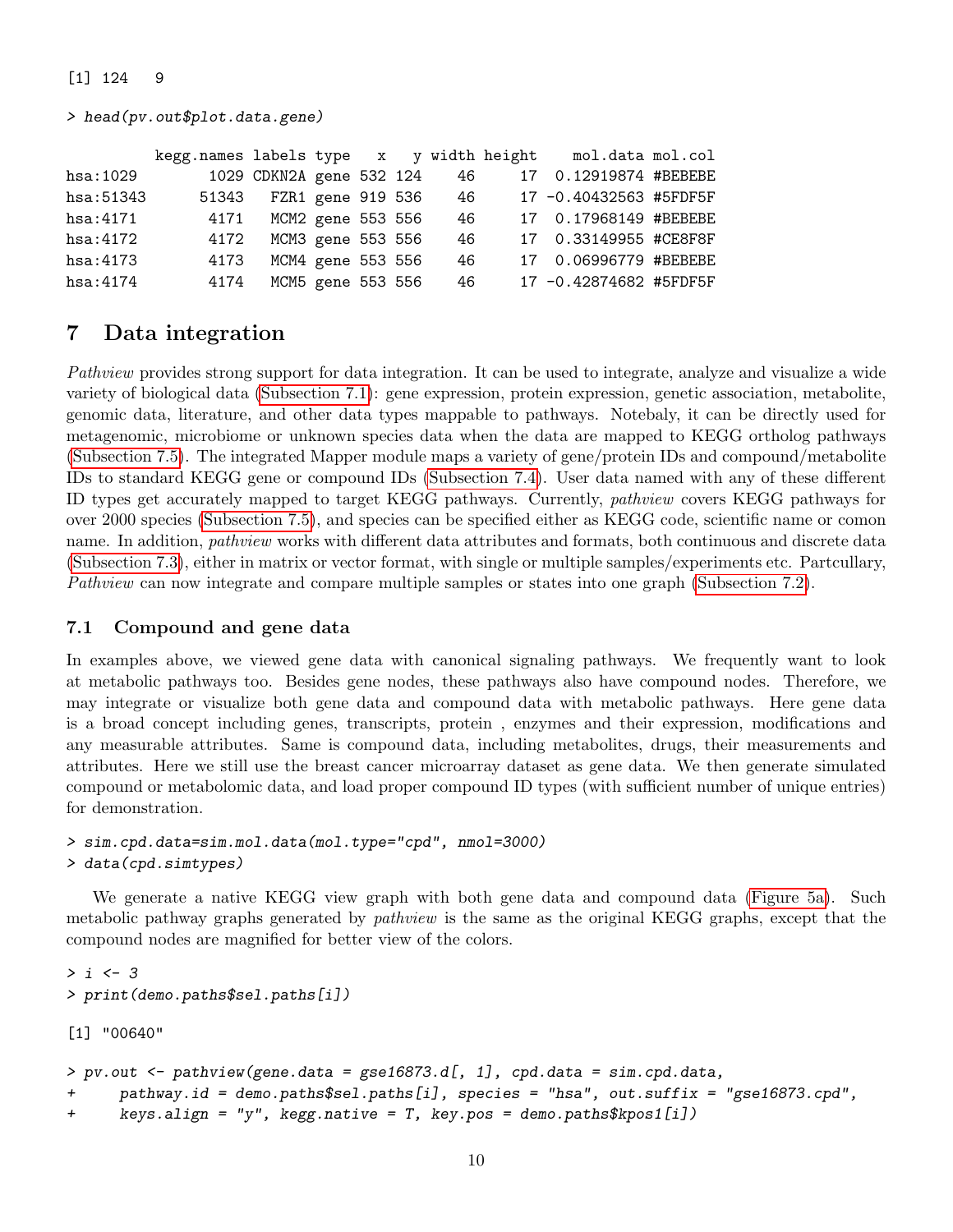```
[1] 124   9

> head(pv.out$plot.data.gene)

          kegg.names labels type   x   y width height    mol.data mol.col
hsa:1029        1029 CDKN2A gene 532 124    46     17  0.12919874 #BEBEBE
hsa:51343      51343   FZR1 gene 919 536    46     17 -0.40432563 #5FDF5F
hsa:4171        4171   MCM2 gene 553 556    46     17  0.17968149 #BEBEBE
hsa:4172        4172   MCM3 gene 553 556    46     17  0.33149955 #CE8F8F
hsa:4173        4173   MCM4 gene 553 556    46     17  0.06996779 #BEBEBE
hsa:4174        4174   MCM5 gene 553 556    46     17 -0.42874682 #5FDF5F
```

# 7 Data integration

*Pathview* provides strong support for data integration. It can be used to integrate, analyze and visualize a wide variety of biological data (Subsection 7.1): gene expression, protein expression, genetic association, metabolite, genomic data, literature, and other data types mappable to pathways. Notebaly, it can be directly used for metagenomic, microbiome or unknown species data when the data are mapped to KEGG ortholog pathways (Subsection 7.5). The integrated Mapper module maps a variety of gene/protein IDs and compound/metabolite IDs to standard KEGG gene or compound IDs (Subsection 7.4). User data named with any of these different ID types get accurately mapped to target KEGG pathways. Currently, *pathview* covers KEGG pathways for over 2000 species (Subsection 7.5), and species can be specified either as KEGG code, scientific name or comon name. In addition, *pathview* works with different data attributes and formats, both continuous and discrete data (Subsection 7.3), either in matrix or vector format, with single or multiple samples/experiments etc. Partcullary, *Pathview* can now integrate and compare multiple samples or states into one graph (Subsection 7.2).

## 7.1 Compound and gene data

In examples above, we viewed gene data with canonical signaling pathways. We frequently want to look at metabolic pathways too. Besides gene nodes, these pathways also have compound nodes. Therefore, we may integrate or visualize both gene data and compound data with metabolic pathways. Here gene data is a broad concept including genes, transcripts, protein , enzymes and their expression, modifications and any measurable attributes. Same is compound data, including metabolites, drugs, their measurements and attributes. Here we still use the breast cancer microarray dataset as gene data. We then generate simulated compound or metabolomic data, and load proper compound ID types (with sufficient number of unique entries) for demonstration.

```
> sim.cpd.data=sim.mol.data(mol.type="cpd", nmol=3000)
> data(cpd.simtypes)
```

We generate a native KEGG view graph with both gene data and compound data (Figure 5a). Such metabolic pathway graphs generated by *pathview* is the same as the original KEGG graphs, except that the compound nodes are magnified for better view of the colors.

```
> i <- 3
> print(demo.paths$sel.paths[i])

[1] "00640"

> pv.out <- pathview(gene.data = gse16873.d[, 1], cpd.data = sim.cpd.data,
+     pathway.id = demo.paths$sel.paths[i], species = "hsa", out.suffix = "gse16873.cpd",
+     keys.align = "y", kegg.native = T, key.pos = demo.paths$kpos1[i])
```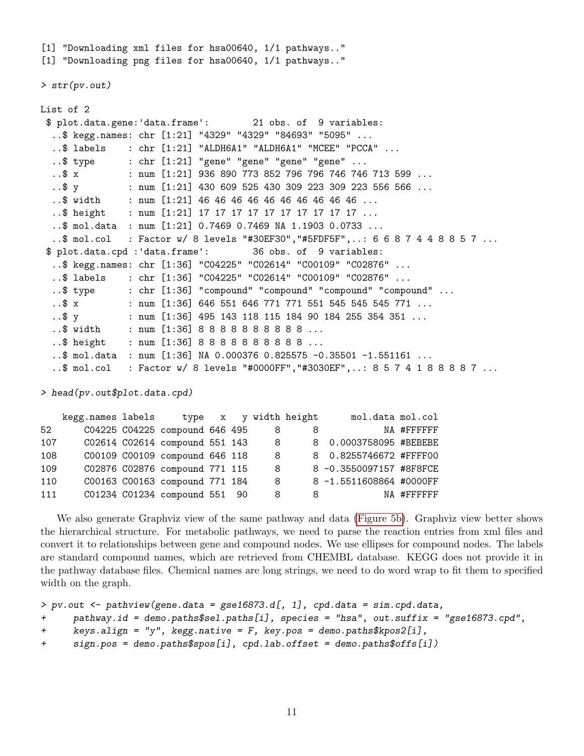```
[1] "Downloading xml files for hsa00640, 1/1 pathways.."
[1] "Downloading png files for hsa00640, 1/1 pathways.."
```

```
> str(pv.out)

List of 2
 $ plot.data.gene:'data.frame':        21 obs. of  9 variables:
  ..$ kegg.names: chr [1:21] "4329" "4329" "84693" "5095" ...
  ..$ labels    : chr [1:21] "ALDH6A1" "ALDH6A1" "MCEE" "PCCA" ...
  ..$ type      : chr [1:21] "gene" "gene" "gene" "gene" ...
  ..$ x         : num [1:21] 936 890 773 852 796 796 746 746 713 599 ...
  ..$ y         : num [1:21] 430 609 525 430 309 223 309 223 556 566 ...
  ..$ width     : num [1:21] 46 46 46 46 46 46 46 46 46 46 ...
  ..$ height    : num [1:21] 17 17 17 17 17 17 17 17 17 17 ...
  ..$ mol.data  : num [1:21] 0.7469 0.7469 NA 1.1903 0.0733 ...
  ..$ mol.col   : Factor w/ 8 levels "#30EF30","#5FDF5F",..: 6 6 8 7 4 4 8 8 5 7 ...
 $ plot.data.cpd :'data.frame':        36 obs. of  9 variables:
  ..$ kegg.names: chr [1:36] "C04225" "C02614" "C00109" "C02876" ...
  ..$ labels    : chr [1:36] "C04225" "C02614" "C00109" "C02876" ...
  ..$ type      : chr [1:36] "compound" "compound" "compound" "compound" ...
  ..$ x         : num [1:36] 646 551 646 771 771 551 545 545 545 771 ...
  ..$ y         : num [1:36] 495 143 118 115 184 90 184 255 354 351 ...
  ..$ width     : num [1:36] 8 8 8 8 8 8 8 8 8 8 ...
  ..$ height    : num [1:36] 8 8 8 8 8 8 8 8 8 8 ...
  ..$ mol.data  : num [1:36] NA 0.000376 0.825575 -0.35501 -1.551161 ...
  ..$ mol.col   : Factor w/ 8 levels "#0000FF","#3030EF",..: 8 5 7 4 1 8 8 8 8 7 ...
```

```
> head(pv.out$plot.data.cpd)

    kegg.names labels     type   x   y width height      mol.data mol.col
52      C04225 C04225 compound 646 495     8      8            NA #FFFFFF
107     C02614 C02614 compound 551 143     8      8  0.0003758095 #BEBEBE
108     C00109 C00109 compound 646 118     8      8  0.8255746672 #FFFF00
109     C02876 C02876 compound 771 115     8      8 -0.3550097157 #8F8FCE
110     C00163 C00163 compound 771 184     8      8 -1.5511608864 #0000FF
111     C01234 C01234 compound 551  90     8      8            NA #FFFFFF
```

We also generate Graphviz view of the same pathway and data (Figure 5b). Graphviz view better shows the hierarchical structure. For metabolic pathways, we need to parse the reaction entries from xml files and convert it to relationships between gene and compound nodes. We use ellipses for compound nodes. The labels are standard compound names, which are retrieved from CHEMBL database. KEGG does not provide it in the pathway database files. Chemical names are long strings, we need to do word wrap to fit them to specified width on the graph.

```
> pv.out <- pathview(gene.data = gse16873.d[, 1], cpd.data = sim.cpd.data,
+     pathway.id = demo.paths$sel.paths[i], species = "hsa", out.suffix = "gse16873.cpd",
+     keys.align = "y", kegg.native = F, key.pos = demo.paths$kpos2[i],
+     sign.pos = demo.paths$spos[i], cpd.lab.offset = demo.paths$offs[i])
```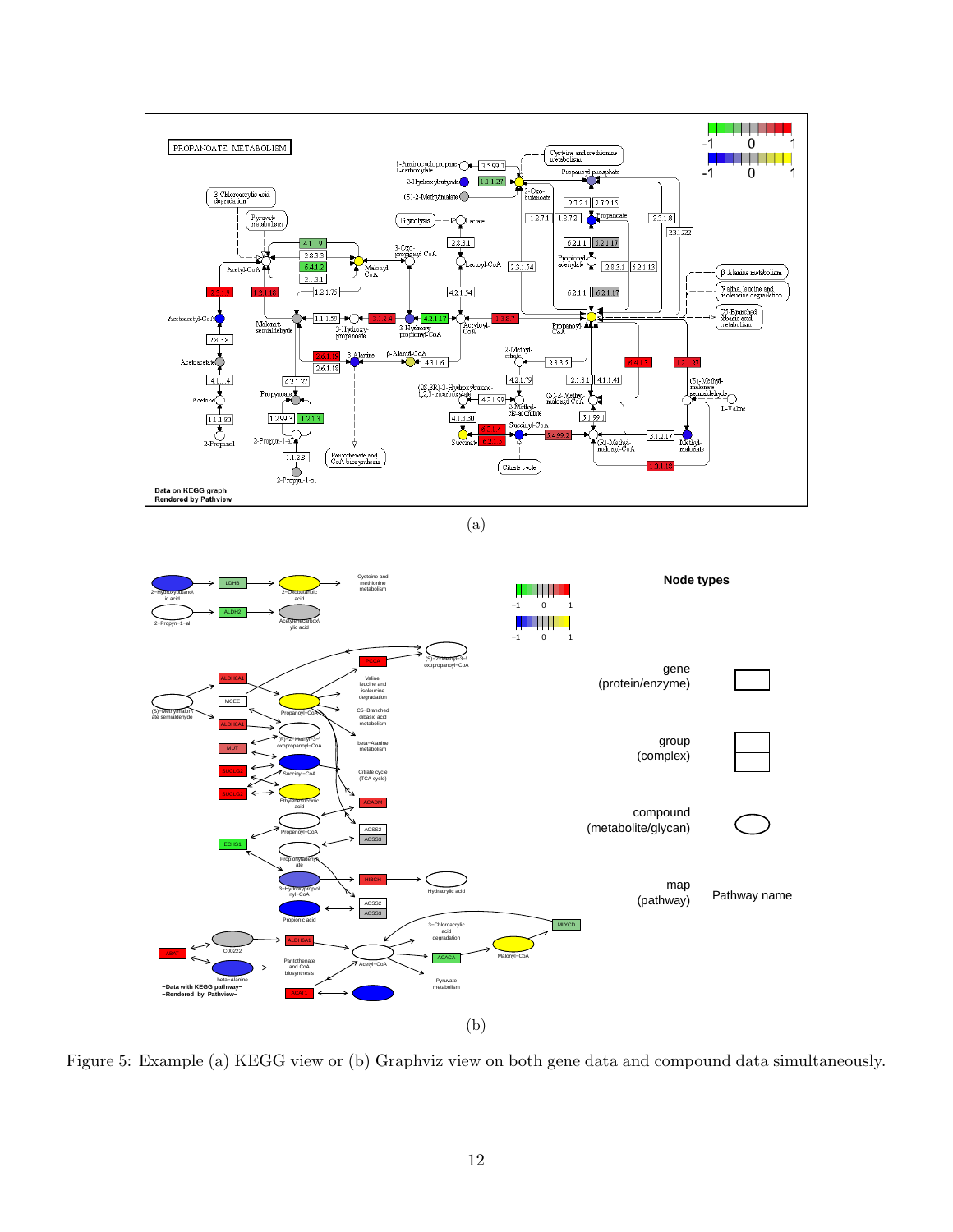(a)

(b)

Figure 5: Example (a) KEGG view or (b) Graphviz view on both gene data and compound data simultaneously.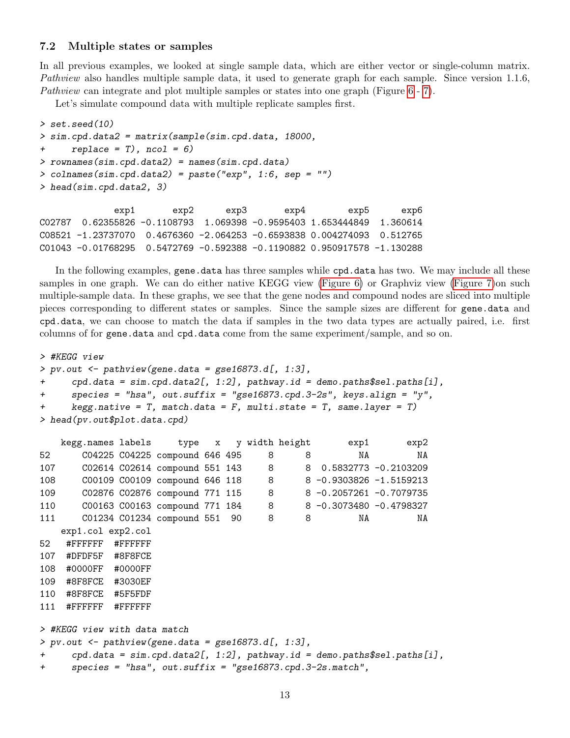### 7.2 Multiple states or samples

In all previous examples, we looked at single sample data, which are either vector or single-column matrix. *Pathview* also handles multiple sample data, it used to generate graph for each sample. Since version 1.1.6, *Pathview* can integrate and plot multiple samples or states into one graph (Figure 6 - 7).

Let's simulate compound data with multiple replicate samples first.

```
> set.seed(10)
> sim.cpd.data2 = matrix(sample(sim.cpd.data, 18000,
+     replace = T), ncol = 6)
> rownames(sim.cpd.data2) = names(sim.cpd.data)
> colnames(sim.cpd.data2) = paste("exp", 1:6, sep = "")
> head(sim.cpd.data2, 3)

              exp1       exp2      exp3       exp4        exp5      exp6
C02787  0.62355826 -0.1108793  1.069398 -0.9595403 1.653444849  1.360614
C08521 -1.23737070  0.4676360 -2.064253 -0.6593838 0.004274093  0.512765
C01043 -0.01768295  0.5472769 -0.592388 -0.1190882 0.950917578 -1.130288
```

In the following examples, gene.data has three samples while cpd.data has two. We may include all these samples in one graph. We can do either native KEGG view (Figure 6) or Graphviz view (Figure 7)on such multiple-sample data. In these graphs, we see that the gene nodes and compound nodes are sliced into multiple pieces corresponding to different states or samples. Since the sample sizes are different for gene.data and cpd.data, we can choose to match the data if samples in the two data types are actually paired, i.e. first columns of for gene.data and cpd.data come from the same experiment/sample, and so on.

```
> #KEGG view
> pv.out <- pathview(gene.data = gse16873.d[, 1:3],
+     cpd.data = sim.cpd.data2[, 1:2], pathway.id = demo.paths$sel.paths[i],
+     species = "hsa", out.suffix = "gse16873.cpd.3-2s", keys.align = "y",
+     kegg.native = T, match.data = F, multi.state = T, same.layer = T)
> head(pv.out$plot.data.cpd)

    kegg.names labels     type   x   y width height       exp1       exp2
52      C04225 C04225 compound 646 495     8      8         NA         NA
107     C02614 C02614 compound 551 143     8      8  0.5832773 -0.2103209
108     C00109 C00109 compound 646 118     8      8 -0.9303826 -1.5159213
109     C02876 C02876 compound 771 115     8      8 -0.2057261 -0.7079735
110     C00163 C00163 compound 771 184     8      8 -0.3073480 -0.4798327
111     C01234 C01234 compound 551  90     8      8         NA         NA
    exp1.col exp2.col
52   #FFFFFF  #FFFFFF
107  #DFDF5F  #8F8FCE
108  #0000FF  #0000FF
109  #8F8FCE  #3030EF
110  #8F8FCE  #5F5FDF
111  #FFFFFF  #FFFFFF

> #KEGG view with data match
> pv.out <- pathview(gene.data = gse16873.d[, 1:3],
+     cpd.data = sim.cpd.data2[, 1:2], pathway.id = demo.paths$sel.paths[i],
+     species = "hsa", out.suffix = "gse16873.cpd.3-2s.match",
```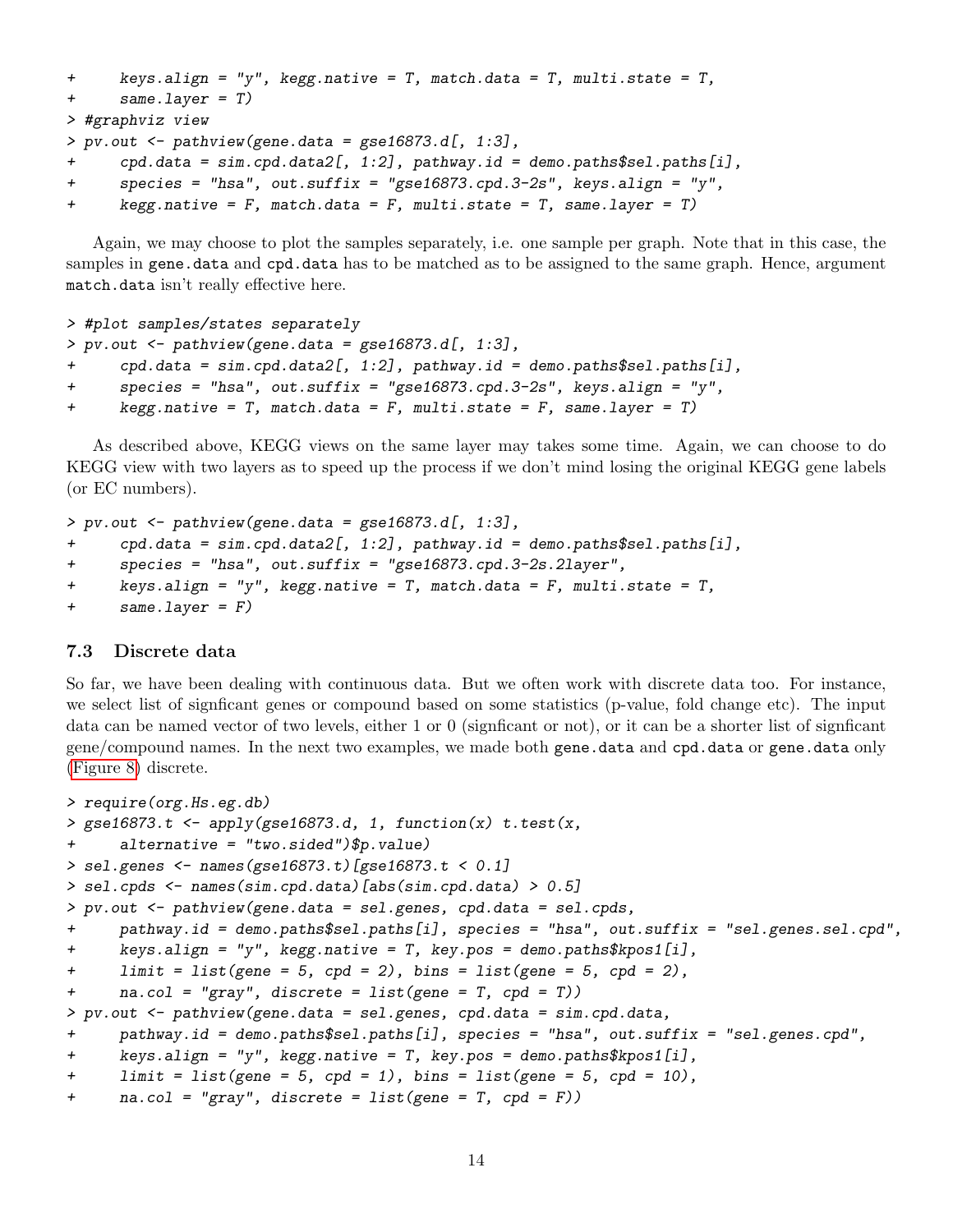```
+     keys.align = "y", kegg.native = T, match.data = T, multi.state = T,
+     same.layer = T)
> #graphviz view
> pv.out <- pathview(gene.data = gse16873.d[, 1:3],
+     cpd.data = sim.cpd.data2[, 1:2], pathway.id = demo.paths$sel.paths[i],
+     species = "hsa", out.suffix = "gse16873.cpd.3-2s", keys.align = "y",
+     kegg.native = F, match.data = F, multi.state = T, same.layer = T)
```

Again, we may choose to plot the samples separately, i.e. one sample per graph. Note that in this case, the samples in `gene.data` and `cpd.data` has to be matched as to be assigned to the same graph. Hence, argument `match.data` isn't really effective here.

```
> #plot samples/states separately
> pv.out <- pathview(gene.data = gse16873.d[, 1:3],
+     cpd.data = sim.cpd.data2[, 1:2], pathway.id = demo.paths$sel.paths[i],
+     species = "hsa", out.suffix = "gse16873.cpd.3-2s", keys.align = "y",
+     kegg.native = T, match.data = F, multi.state = F, same.layer = T)
```

As described above, KEGG views on the same layer may takes some time. Again, we can choose to do KEGG view with two layers as to speed up the process if we don't mind losing the original KEGG gene labels (or EC numbers).

```
> pv.out <- pathview(gene.data = gse16873.d[, 1:3],
+     cpd.data = sim.cpd.data2[, 1:2], pathway.id = demo.paths$sel.paths[i],
+     species = "hsa", out.suffix = "gse16873.cpd.3-2s.2layer",
+     keys.align = "y", kegg.native = T, match.data = F, multi.state = T,
+     same.layer = F)
```

### 7.3 Discrete data

So far, we have been dealing with continuous data. But we often work with discrete data too. For instance, we select list of signficant genes or compound based on some statistics (p-value, fold change etc). The input data can be named vector of two levels, either 1 or 0 (signficant or not), or it can be a shorter list of signficant gene/compound names. In the next two examples, we made both `gene.data` and `cpd.data` or `gene.data` only (Figure 8) discrete.

```
> require(org.Hs.eg.db)
> gse16873.t <- apply(gse16873.d, 1, function(x) t.test(x,
+     alternative = "two.sided")$p.value)
> sel.genes <- names(gse16873.t)[gse16873.t < 0.1]
> sel.cpds <- names(sim.cpd.data)[abs(sim.cpd.data) > 0.5]
> pv.out <- pathview(gene.data = sel.genes, cpd.data = sel.cpds,
+     pathway.id = demo.paths$sel.paths[i], species = "hsa", out.suffix = "sel.genes.sel.cpd",
+     keys.align = "y", kegg.native = T, key.pos = demo.paths$kpos1[i],
+     limit = list(gene = 5, cpd = 2), bins = list(gene = 5, cpd = 2),
+     na.col = "gray", discrete = list(gene = T, cpd = T))
> pv.out <- pathview(gene.data = sel.genes, cpd.data = sim.cpd.data,
+     pathway.id = demo.paths$sel.paths[i], species = "hsa", out.suffix = "sel.genes.cpd",
+     keys.align = "y", kegg.native = T, key.pos = demo.paths$kpos1[i],
+     limit = list(gene = 5, cpd = 1), bins = list(gene = 5, cpd = 10),
+     na.col = "gray", discrete = list(gene = T, cpd = F))
```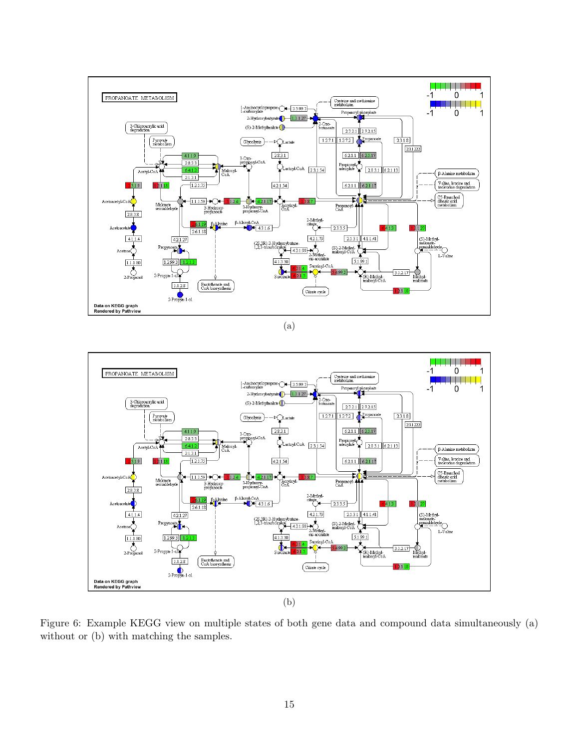(a)

(b)

Figure 6: Example KEGG view on multiple states of both gene data and compound data simultaneously (a) without or (b) with matching the samples.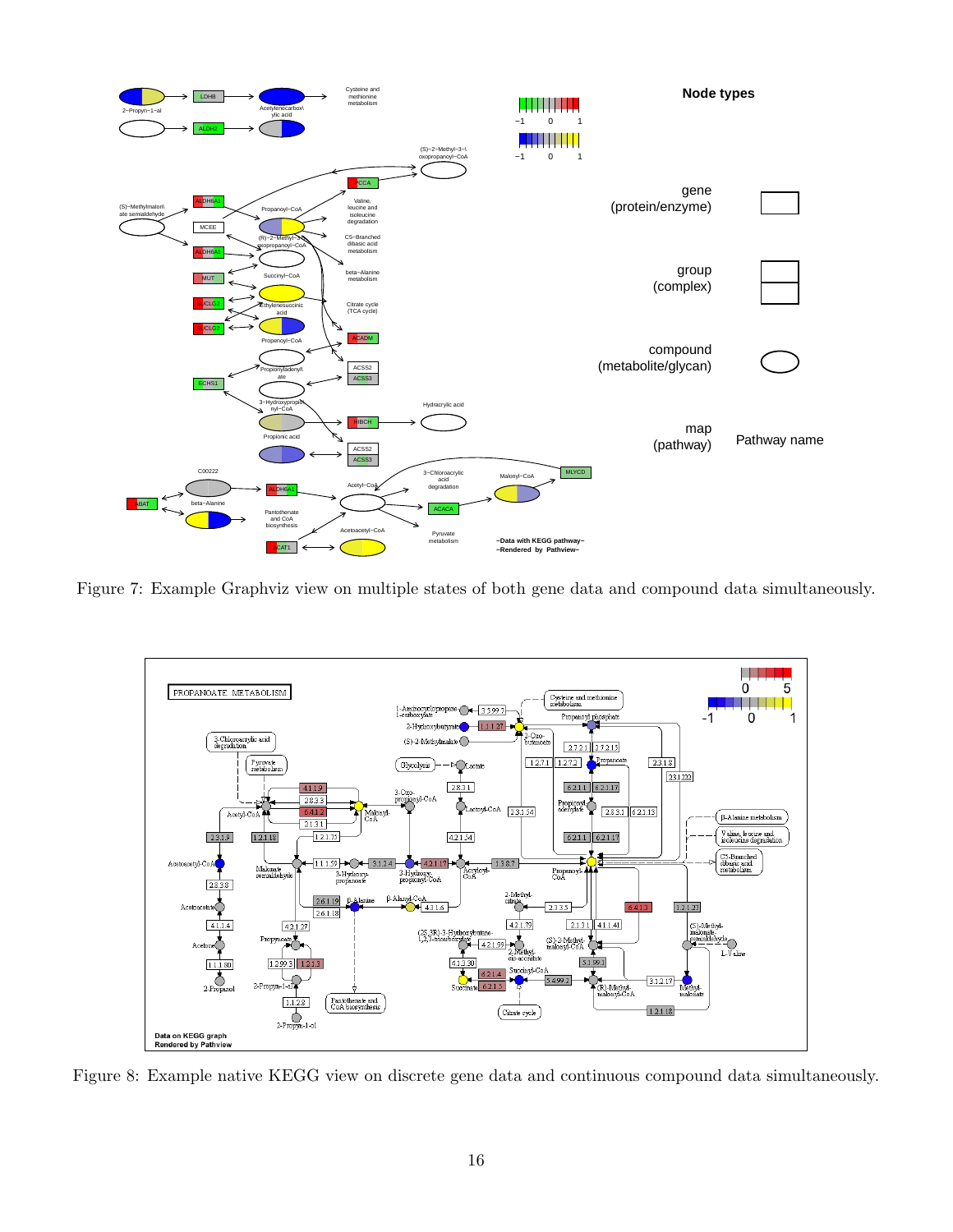Figure 7: Example Graphviz view on multiple states of both gene data and compound data simultaneously.

Figure 8: Example native KEGG view on discrete gene data and continuous compound data simultaneously.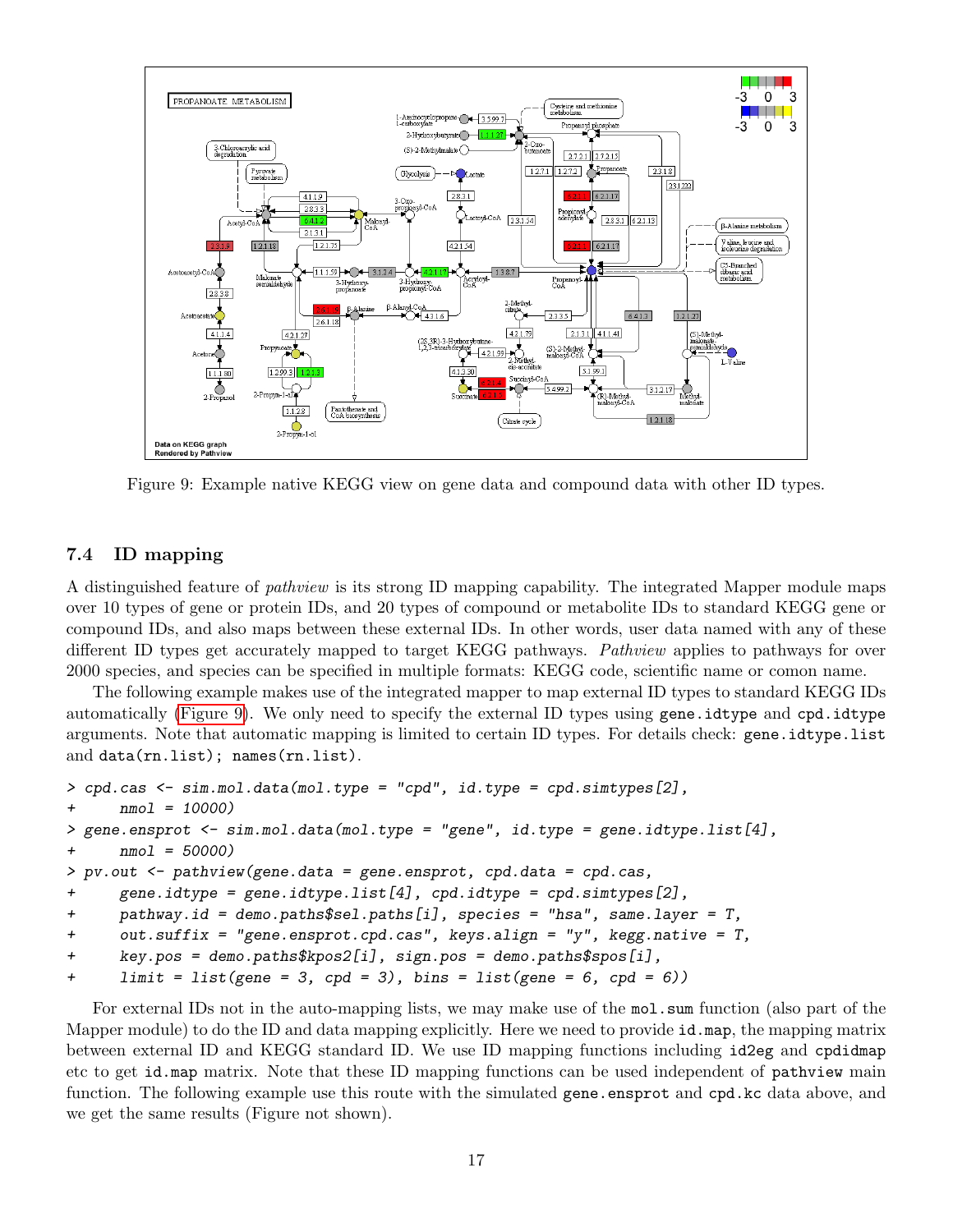Figure 9: Example native KEGG view on gene data and compound data with other ID types.

### 7.4 ID mapping

A distinguished feature of *pathview* is its strong ID mapping capability. The integrated Mapper module maps over 10 types of gene or protein IDs, and 20 types of compound or metabolite IDs to standard KEGG gene or compound IDs, and also maps between these external IDs. In other words, user data named with any of these different ID types get accurately mapped to target KEGG pathways. *Pathview* applies to pathways for over 2000 species, and species can be specified in multiple formats: KEGG code, scientific name or comon name.

The following example makes use of the integrated mapper to map external ID types to standard KEGG IDs automatically (Figure 9). We only need to specify the external ID types using `gene.idtype` and `cpd.idtype` arguments. Note that automatic mapping is limited to certain ID types. For details check: `gene.idtype.list` and `data(rn.list); names(rn.list)`.

```
> cpd.cas <- sim.mol.data(mol.type = "cpd", id.type = cpd.simtypes[2],
+     nmol = 10000)
> gene.ensprot <- sim.mol.data(mol.type = "gene", id.type = gene.idtype.list[4],
+     nmol = 50000)
> pv.out <- pathview(gene.data = gene.ensprot, cpd.data = cpd.cas,
+     gene.idtype = gene.idtype.list[4], cpd.idtype = cpd.simtypes[2],
+     pathway.id = demo.paths$sel.paths[i], species = "hsa", same.layer = T,
+     out.suffix = "gene.ensprot.cpd.cas", keys.align = "y", kegg.native = T,
+     key.pos = demo.paths$kpos2[i], sign.pos = demo.paths$spos[i],
+     limit = list(gene = 3, cpd = 3), bins = list(gene = 6, cpd = 6))
```

For external IDs not in the auto-mapping lists, we may make use of the `mol.sum` function (also part of the Mapper module) to do the ID and data mapping explicitly. Here we need to provide `id.map`, the mapping matrix between external ID and KEGG standard ID. We use ID mapping functions including `id2eg` and `cpdidmap` etc to get `id.map` matrix. Note that these ID mapping functions can be used independent of `pathview` main function. The following example use this route with the simulated `gene.ensprot` and `cpd.kc` data above, and we get the same results (Figure not shown).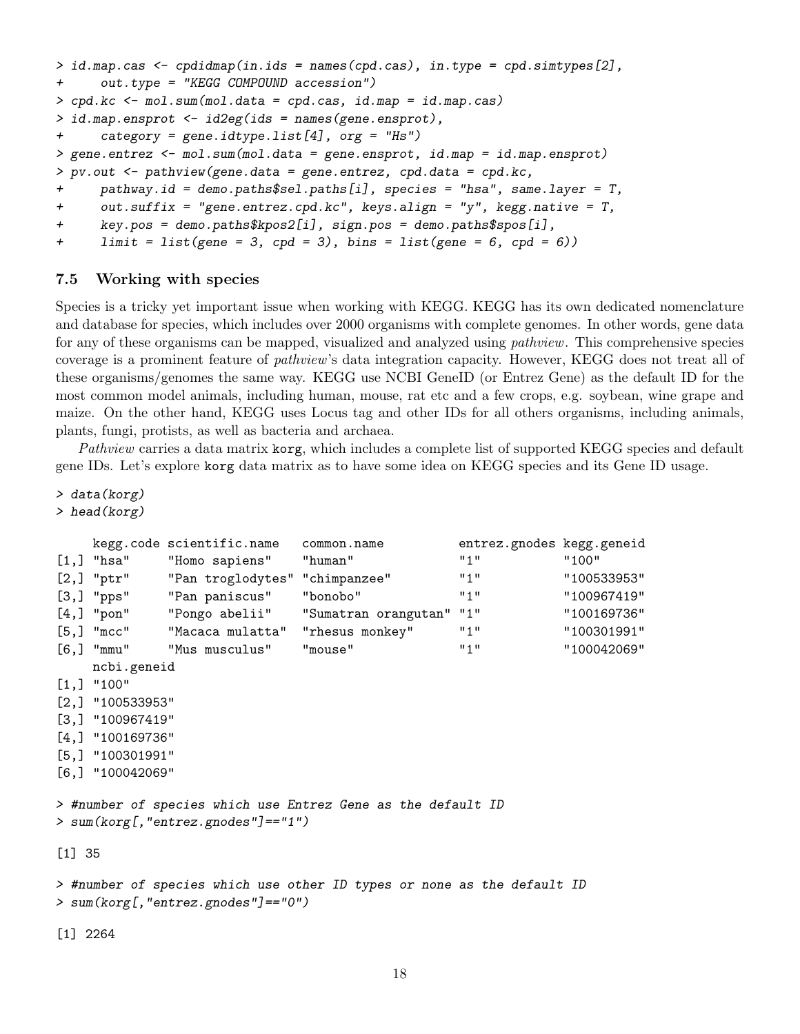```
> id.map.cas <- cpdidmap(in.ids = names(cpd.cas), in.type = cpd.simtypes[2],
+     out.type = "KEGG COMPOUND accession")
> cpd.kc <- mol.sum(mol.data = cpd.cas, id.map = id.map.cas)
> id.map.ensprot <- id2eg(ids = names(gene.ensprot),
+     category = gene.idtype.list[4], org = "Hs")
> gene.entrez <- mol.sum(mol.data = gene.ensprot, id.map = id.map.ensprot)
> pv.out <- pathview(gene.data = gene.entrez, cpd.data = cpd.kc,
+     pathway.id = demo.paths$sel.paths[i], species = "hsa", same.layer = T,
+     out.suffix = "gene.entrez.cpd.kc", keys.align = "y", kegg.native = T,
+     key.pos = demo.paths$kpos2[i], sign.pos = demo.paths$spos[i],
+     limit = list(gene = 3, cpd = 3), bins = list(gene = 6, cpd = 6))
```

### 7.5 Working with species

Species is a tricky yet important issue when working with KEGG. KEGG has its own dedicated nomenclature and database for species, which includes over 2000 organisms with complete genomes. In other words, gene data for any of these organisms can be mapped, visualized and analyzed using *pathview*. This comprehensive species coverage is a prominent feature of *pathview*'s data integration capacity. However, KEGG does not treat all of these organisms/genomes the same way. KEGG use NCBI GeneID (or Entrez Gene) as the default ID for the most common model animals, including human, mouse, rat etc and a few crops, e.g. soybean, wine grape and maize. On the other hand, KEGG uses Locus tag and other IDs for all others organisms, including animals, plants, fungi, protists, as well as bacteria and archaea.

*Pathview* carries a data matrix korg, which includes a complete list of supported KEGG species and default gene IDs. Let's explore korg data matrix as to have some idea on KEGG species and its Gene ID usage.

```
> data(korg)
> head(korg)

     kegg.code scientific.name   common.name           entrez.gnodes kegg.geneid
[1,] "hsa"     "Homo sapiens"    "human"               "1"           "100"
[2,] "ptr"     "Pan troglodytes" "chimpanzee"          "1"           "100533953"
[3,] "pps"     "Pan paniscus"    "bonobo"              "1"           "100967419"
[4,] "pon"     "Pongo abelii"    "Sumatran orangutan"  "1"           "100169736"
[5,] "mcc"     "Macaca mulatta"  "rhesus monkey"       "1"           "100301991"
[6,] "mmu"     "Mus musculus"    "mouse"               "1"           "100042069"
     ncbi.geneid
[1,] "100"
[2,] "100533953"
[3,] "100967419"
[4,] "100169736"
[5,] "100301991"
[6,] "100042069"

> #number of species which use Entrez Gene as the default ID
> sum(korg[,"entrez.gnodes"]=="1")

[1] 35

> #number of species which use other ID types or none as the default ID
> sum(korg[,"entrez.gnodes"]=="0")

[1] 2264
```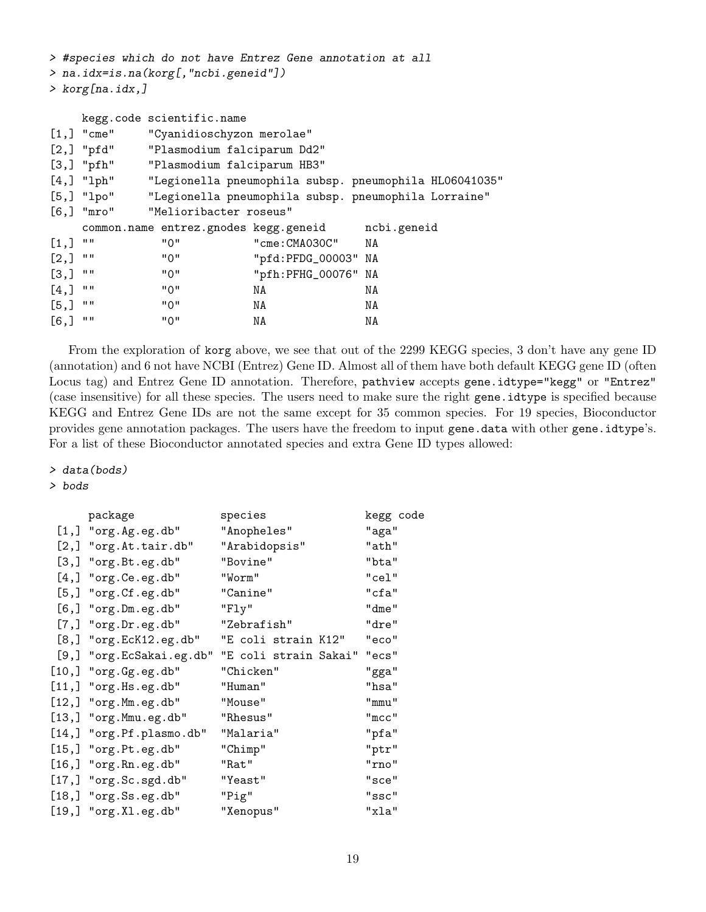```
> #species which do not have Entrez Gene annotation at all
> na.idx=is.na(korg[,"ncbi.geneid"])
> korg[na.idx,]

     kegg.code scientific.name
[1,] "cme"     "Cyanidioschyzon merolae"
[2,] "pfd"     "Plasmodium falciparum Dd2"
[3,] "pfh"     "Plasmodium falciparum HB3"
[4,] "lph"     "Legionella pneumophila subsp. pneumophila HL06041035"
[5,] "lpo"     "Legionella pneumophila subsp. pneumophila Lorraine"
[6,] "mro"     "Melioribacter roseus"
     common.name entrez.gnodes kegg.geneid       ncbi.geneid
[1,] ""          "0"           "cme:CMA030C"     NA
[2,] ""          "0"           "pfd:PFDG_00003"  NA
[3,] ""          "0"           "pfh:PFHG_00076"  NA
[4,] ""          "0"           NA                NA
[5,] ""          "0"           NA                NA
[6,] ""          "0"           NA                NA
```

From the exploration of `korg` above, we see that out of the 2299 KEGG species, 3 don't have any gene ID (annotation) and 6 not have NCBI (Entrez) Gene ID. Almost all of them have both default KEGG gene ID (often Locus tag) and Entrez Gene ID annotation. Therefore, `pathview` accepts `gene.idtype="kegg"` or `"Entrez"` (case insensitive) for all these species. The users need to make sure the right `gene.idtype` is specified because KEGG and Entrez Gene IDs are not the same except for 35 common species. For 19 species, Bioconductor provides gene annotation packages. The users have the freedom to input `gene.data` with other `gene.idtype`'s. For a list of these Bioconductor annotated species and extra Gene ID types allowed:

```
> data(bods)
> bods

      package              species                kegg code
 [1,] "org.Ag.eg.db"       "Anopheles"            "aga"
 [2,] "org.At.tair.db"     "Arabidopsis"          "ath"
 [3,] "org.Bt.eg.db"       "Bovine"               "bta"
 [4,] "org.Ce.eg.db"       "Worm"                 "cel"
 [5,] "org.Cf.eg.db"       "Canine"               "cfa"
 [6,] "org.Dm.eg.db"       "Fly"                  "dme"
 [7,] "org.Dr.eg.db"       "Zebrafish"            "dre"
 [8,] "org.EcK12.eg.db"    "E coli strain K12"    "eco"
 [9,] "org.EcSakai.eg.db"  "E coli strain Sakai"  "ecs"
[10,] "org.Gg.eg.db"       "Chicken"              "gga"
[11,] "org.Hs.eg.db"       "Human"                "hsa"
[12,] "org.Mm.eg.db"       "Mouse"                "mmu"
[13,] "org.Mmu.eg.db"      "Rhesus"               "mcc"
[14,] "org.Pf.plasmo.db"   "Malaria"              "pfa"
[15,] "org.Pt.eg.db"       "Chimp"                "ptr"
[16,] "org.Rn.eg.db"       "Rat"                  "rno"
[17,] "org.Sc.sgd.db"      "Yeast"                "sce"
[18,] "org.Ss.eg.db"       "Pig"                  "ssc"
[19,] "org.Xl.eg.db"       "Xenopus"              "xla"
```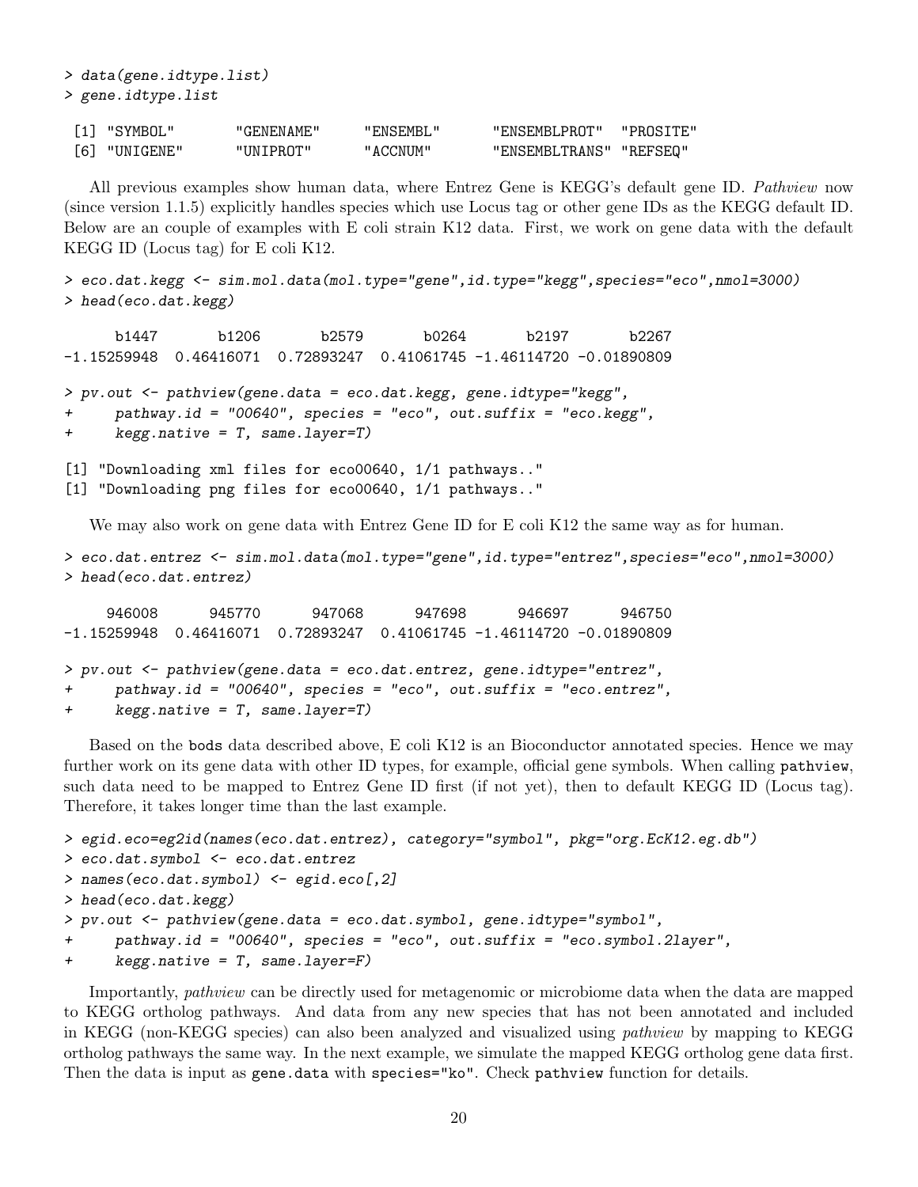```
> data(gene.idtype.list)
> gene.idtype.list

 [1] "SYMBOL"       "GENENAME"     "ENSEMBL"      "ENSEMBLPROT"  "PROSITE"
 [6] "UNIGENE"      "UNIPROT"      "ACCNUM"       "ENSEMBLTRANS" "REFSEQ"
```

All previous examples show human data, where Entrez Gene is KEGG's default gene ID. *Pathview* now (since version 1.1.5) explicitly handles species which use Locus tag or other gene IDs as the KEGG default ID. Below are an couple of examples with E coli strain K12 data. First, we work on gene data with the default KEGG ID (Locus tag) for E coli K12.

```
> eco.dat.kegg <- sim.mol.data(mol.type="gene",id.type="kegg",species="eco",nmol=3000)
> head(eco.dat.kegg)

      b1447       b1206       b2579       b0264       b2197       b2267
-1.15259948  0.46416071  0.72893247  0.41061745 -1.46114720 -0.01890809

> pv.out <- pathview(gene.data = eco.dat.kegg, gene.idtype="kegg",
+      pathway.id = "00640", species = "eco", out.suffix = "eco.kegg",
+      kegg.native = T, same.layer=T)

[1] "Downloading xml files for eco00640, 1/1 pathways.."
[1] "Downloading png files for eco00640, 1/1 pathways.."
```

We may also work on gene data with Entrez Gene ID for E coli K12 the same way as for human.

```
> eco.dat.entrez <- sim.mol.data(mol.type="gene",id.type="entrez",species="eco",nmol=3000)
> head(eco.dat.entrez)

     946008      945770      947068      947698      946697      946750
-1.15259948  0.46416071  0.72893247  0.41061745 -1.46114720 -0.01890809

> pv.out <- pathview(gene.data = eco.dat.entrez, gene.idtype="entrez",
+      pathway.id = "00640", species = "eco", out.suffix = "eco.entrez",
+      kegg.native = T, same.layer=T)
```

Based on the `bods` data described above, E coli K12 is an Bioconductor annotated species. Hence we may further work on its gene data with other ID types, for example, official gene symbols. When calling `pathview`, such data need to be mapped to Entrez Gene ID first (if not yet), then to default KEGG ID (Locus tag). Therefore, it takes longer time than the last example.

```
> egid.eco=eg2id(names(eco.dat.entrez), category="symbol", pkg="org.EcK12.eg.db")
> eco.dat.symbol <- eco.dat.entrez
> names(eco.dat.symbol) <- egid.eco[,2]
> head(eco.dat.kegg)
> pv.out <- pathview(gene.data = eco.dat.symbol, gene.idtype="symbol",
+      pathway.id = "00640", species = "eco", out.suffix = "eco.symbol.2layer",
+      kegg.native = T, same.layer=F)
```

Importantly, *pathview* can be directly used for metagenomic or microbiome data when the data are mapped to KEGG ortholog pathways. And data from any new species that has not been annotated and included in KEGG (non-KEGG species) can also been analyzed and visualized using *pathview* by mapping to KEGG ortholog pathways the same way. In the next example, we simulate the mapped KEGG ortholog gene data first. Then the data is input as `gene.data` with `species="ko"`. Check `pathview` function for details.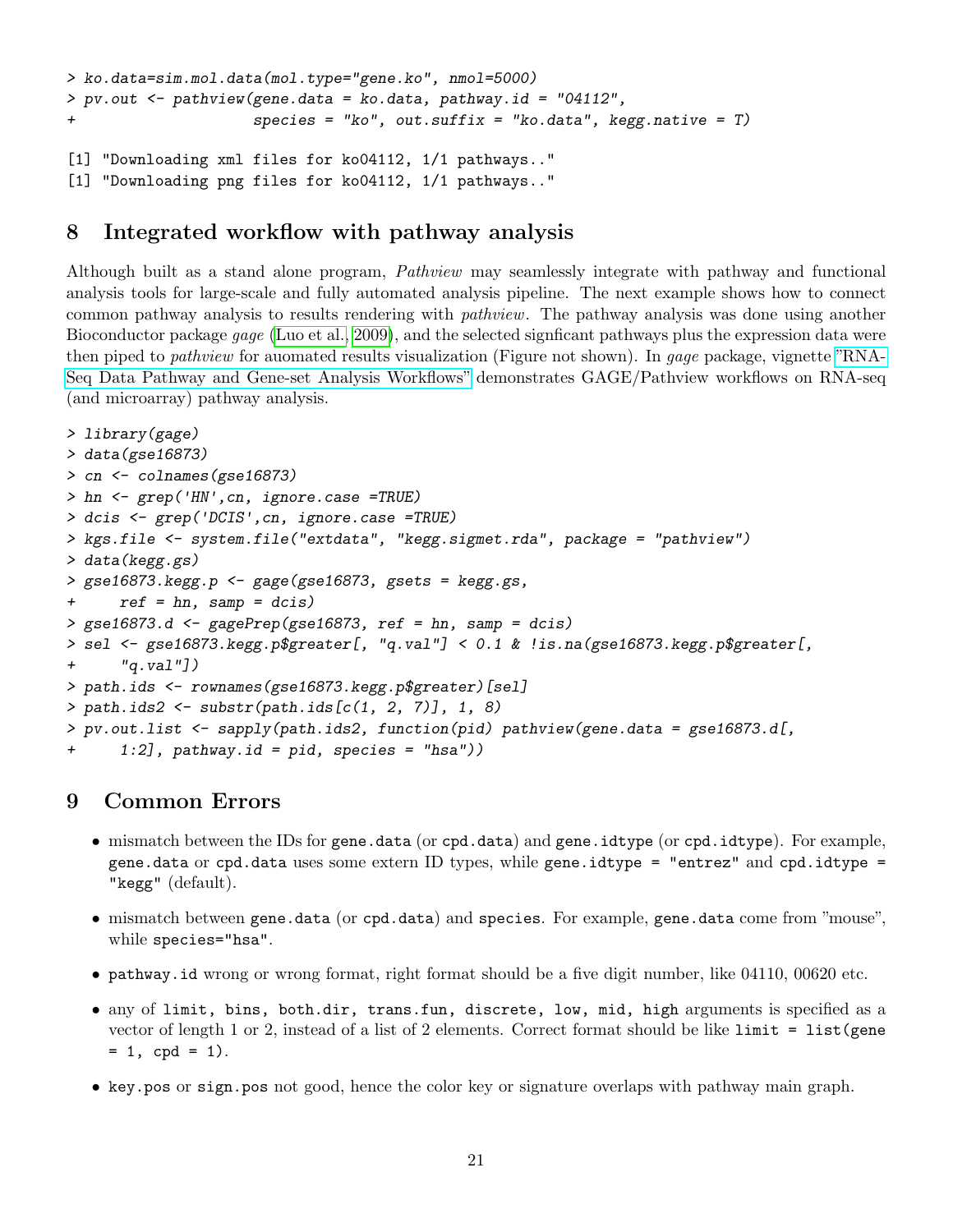```
> ko.data=sim.mol.data(mol.type="gene.ko", nmol=5000)
> pv.out <- pathview(gene.data = ko.data, pathway.id = "04112",
+                    species = "ko", out.suffix = "ko.data", kegg.native = T)

[1] "Downloading xml files for ko04112, 1/1 pathways.."
[1] "Downloading png files for ko04112, 1/1 pathways.."
```

## 8 Integrated workflow with pathway analysis

Although built as a stand alone program, *Pathview* may seamlessly integrate with pathway and functional analysis tools for large-scale and fully automated analysis pipeline. The next example shows how to connect common pathway analysis to results rendering with *pathview*. The pathway analysis was done using another Bioconductor package *gage* (Luo et al., 2009), and the selected signficant pathways plus the expression data were then piped to *pathview* for auomated results visualization (Figure not shown). In *gage* package, vignette "RNA-Seq Data Pathway and Gene-set Analysis Workflows" demonstrates GAGE/Pathview workflows on RNA-seq (and microarray) pathway analysis.

```
> library(gage)
> data(gse16873)
> cn <- colnames(gse16873)
> hn <- grep('HN',cn, ignore.case =TRUE)
> dcis <- grep('DCIS',cn, ignore.case =TRUE)
> kgs.file <- system.file("extdata", "kegg.sigmet.rda", package = "pathview")
> data(kegg.gs)
> gse16873.kegg.p <- gage(gse16873, gsets = kegg.gs,
+     ref = hn, samp = dcis)
> gse16873.d <- gagePrep(gse16873, ref = hn, samp = dcis)
> sel <- gse16873.kegg.p$greater[, "q.val"] < 0.1 & !is.na(gse16873.kegg.p$greater[,
+     "q.val"])
> path.ids <- rownames(gse16873.kegg.p$greater)[sel]
> path.ids2 <- substr(path.ids[c(1, 2, 7)], 1, 8)
> pv.out.list <- sapply(path.ids2, function(pid) pathview(gene.data = gse16873.d[,
+     1:2], pathway.id = pid, species = "hsa"))
```

## 9 Common Errors

- mismatch between the IDs for `gene.data` (or `cpd.data`) and `gene.idtype` (or `cpd.idtype`). For example, `gene.data` or `cpd.data` uses some extern ID types, while `gene.idtype = "entrez"` and `cpd.idtype = "kegg"` (default).
- mismatch between `gene.data` (or `cpd.data`) and `species`. For example, `gene.data` come from "mouse", while `species="hsa"`.
- `pathway.id` wrong or wrong format, right format should be a five digit number, like 04110, 00620 etc.
- any of `limit, bins, both.dir, trans.fun, discrete, low, mid, high` arguments is specified as a vector of length 1 or 2, instead of a list of 2 elements. Correct format should be like `limit = list(gene = 1, cpd = 1)`.
- `key.pos` or `sign.pos` not good, hence the color key or signature overlaps with pathway main graph.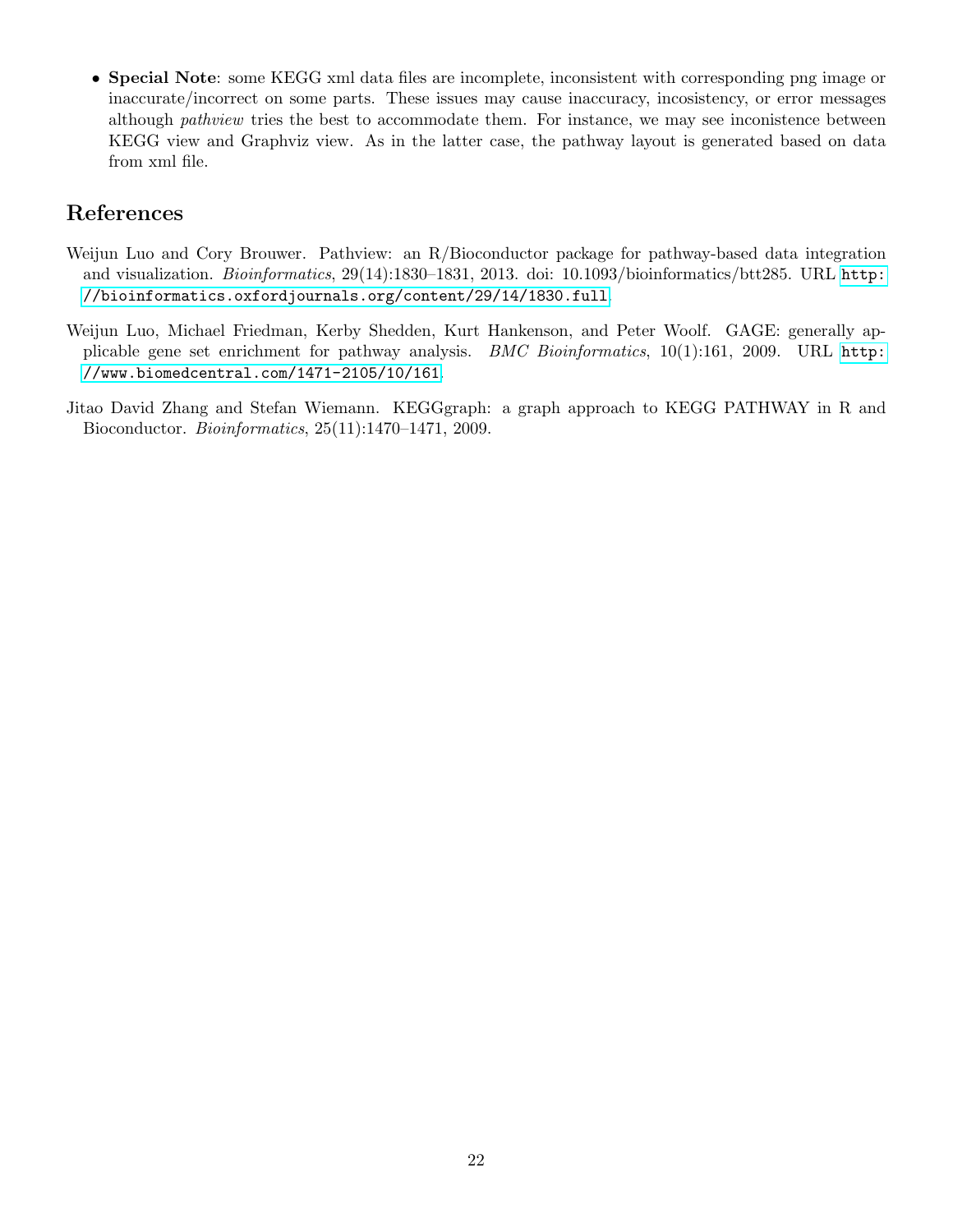- **Special Note**: some KEGG xml data files are incomplete, inconsistent with corresponding png image or inaccurate/incorrect on some parts. These issues may cause inaccuracy, incosistency, or error messages although *pathview* tries the best to accommodate them. For instance, we may see inconistence between KEGG view and Graphviz view. As in the latter case, the pathway layout is generated based on data from xml file.

## References

Weijun Luo and Cory Brouwer. Pathview: an R/Bioconductor package for pathway-based data integration and visualization. *Bioinformatics*, 29(14):1830–1831, 2013. doi: 10.1093/bioinformatics/btt285. URL `http://bioinformatics.oxfordjournals.org/content/29/14/1830.full`.

Weijun Luo, Michael Friedman, Kerby Shedden, Kurt Hankenson, and Peter Woolf. GAGE: generally applicable gene set enrichment for pathway analysis. *BMC Bioinformatics*, 10(1):161, 2009. URL `http://www.biomedcentral.com/1471-2105/10/161`.

Jitao David Zhang and Stefan Wiemann. KEGGgraph: a graph approach to KEGG PATHWAY in R and Bioconductor. *Bioinformatics*, 25(11):1470–1471, 2009.